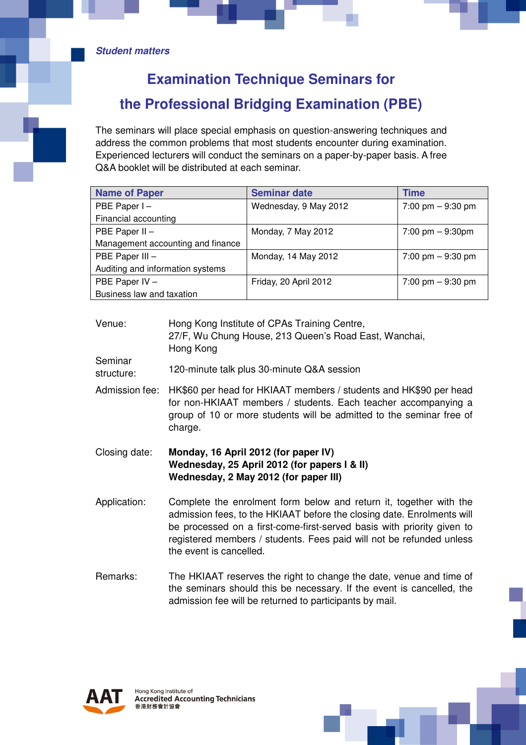*Student matters*

# Examination Technique Seminars for the Professional Bridging Examination (PBE)

The seminars will place special emphasis on question-answering techniques and address the common problems that most students encounter during examination. Experienced lecturers will conduct the seminars on a paper-by-paper basis. A free Q&A booklet will be distributed at each seminar.

| Name of Paper | Seminar date | Time |
|---|---|---|
| PBE Paper I – Financial accounting | Wednesday, 9 May 2012 | 7:00 pm – 9:30 pm |
| PBE Paper II – Management accounting and finance | Monday, 7 May 2012 | 7:00 pm – 9:30pm |
| PBE Paper III – Auditing and information systems | Monday, 14 May 2012 | 7:00 pm – 9:30 pm |
| PBE Paper IV – Business law and taxation | Friday, 20 April 2012 | 7:00 pm – 9:30 pm |

Venue: Hong Kong Institute of CPAs Training Centre, 27/F, Wu Chung House, 213 Queen's Road East, Wanchai, Hong Kong

Seminar structure: 120-minute talk plus 30-minute Q&A session

Admission fee: HK$60 per head for HKIAAT members / students and HK$90 per head for non-HKIAAT members / students. Each teacher accompanying a group of 10 or more students will be admitted to the seminar free of charge.

Closing date:
**Monday, 16 April 2012 (for paper IV)**
**Wednesday, 25 April 2012 (for papers I & II)**
**Wednesday, 2 May 2012 (for paper III)**

Application: Complete the enrolment form below and return it, together with the admission fees, to the HKIAAT before the closing date. Enrolments will be processed on a first-come-first-served basis with priority given to registered members / students. Fees paid will not be refunded unless the event is cancelled.

Remarks: The HKIAAT reserves the right to change the date, venue and time of the seminars should this be necessary. If the event is cancelled, the admission fee will be returned to participants by mail.

AAT Hong Kong Institute of Accredited Accounting Technicians 香港財務會計協會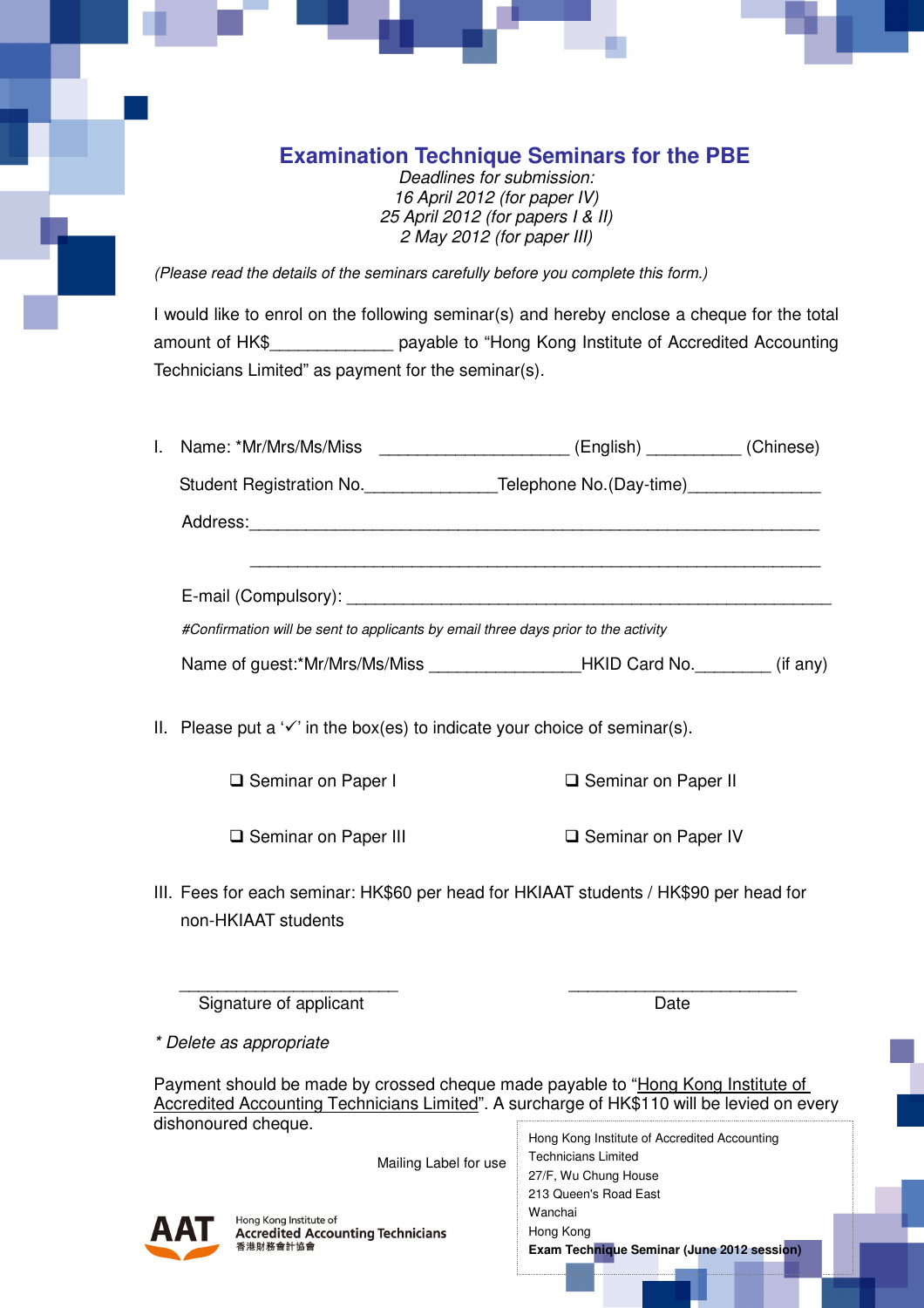# Examination Technique Seminars for the PBE

*Deadlines for submission:*
*16 April 2012 (for paper IV)*
*25 April 2012 (for papers I & II)*
*2 May 2012 (for paper III)*

*(Please read the details of the seminars carefully before you complete this form.)*

I would like to enrol on the following seminar(s) and hereby enclose a cheque for the total amount of HK$_____________ payable to "Hong Kong Institute of Accredited Accounting Technicians Limited" as payment for the seminar(s).

I. Name: *Mr/Mrs/Ms/Miss ____________________ (English) __________ (Chinese)

Student Registration No._____________ Telephone No.(Day-time)_____________

Address:____________________________________________________________

____________________________________________________________

E-mail (Compulsory): ____________________________________________________

*#Confirmation will be sent to applicants by email three days prior to the activity*

Name of guest:*Mr/Mrs/Ms/Miss _______________ HKID Card No.________ (if any)

II. Please put a '✓' in the box(es) to indicate your choice of seminar(s).

❑ Seminar on Paper I          ❑ Seminar on Paper II

❑ Seminar on Paper III          ❑ Seminar on Paper IV

III. Fees for each seminar: HK$60 per head for HKIAAT students / HK$90 per head for non-HKIAAT students

_______________________          _______________________
Signature of applicant          Date

*\* Delete as appropriate*

Payment should be made by crossed cheque made payable to "Hong Kong Institute of Accredited Accounting Technicians Limited". A surcharge of HK$110 will be levied on every dishonoured cheque.

Mailing Label for use

Hong Kong Institute of Accredited Accounting Technicians Limited
27/F, Wu Chung House
213 Queen's Road East
Wanchai
Hong Kong
**Exam Technique Seminar (June 2012 session)**

AAT Hong Kong Institute of Accredited Accounting Technicians 香港財務會計協會